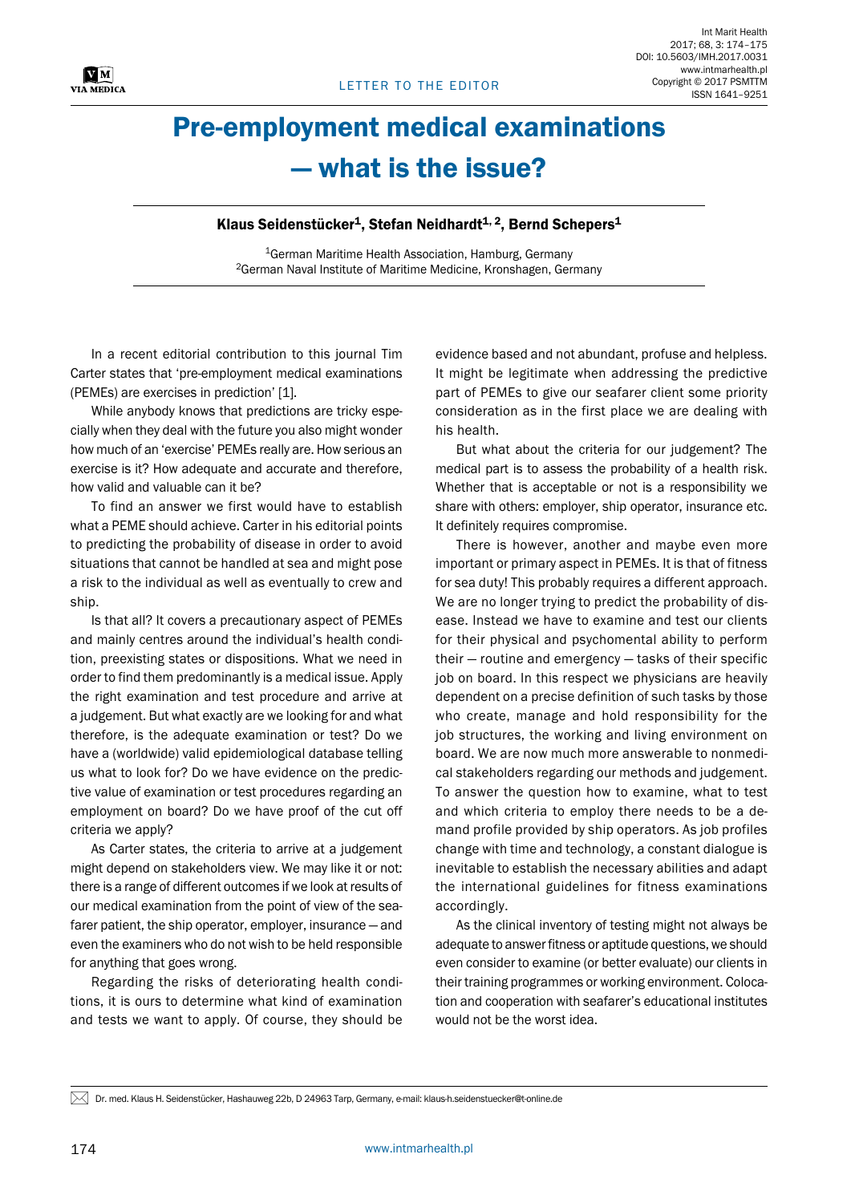LETTER TO THE EDITOR

# Pre-employment medical examinations — what is the issue?

**Klaus Seidenstücker[1], Stefan Neidhardt[1, 2], Bernd Schepers[1]**

[1]German Maritime Health Association, Hamburg, Germany
[2]German Naval Institute of Maritime Medicine, Kronshagen, Germany

In a recent editorial contribution to this journal Tim Carter states that 'pre-employment medical examinations (PEMEs) are exercises in prediction' [1].

While anybody knows that predictions are tricky especially when they deal with the future you also might wonder how much of an 'exercise' PEMEs really are. How serious an exercise is it? How adequate and accurate and therefore, how valid and valuable can it be?

To find an answer we first would have to establish what a PEME should achieve. Carter in his editorial points to predicting the probability of disease in order to avoid situations that cannot be handled at sea and might pose a risk to the individual as well as eventually to crew and ship.

Is that all? It covers a precautionary aspect of PEMEs and mainly centres around the individual's health condition, preexisting states or dispositions. What we need in order to find them predominantly is a medical issue. Apply the right examination and test procedure and arrive at a judgement. But what exactly are we looking for and what therefore, is the adequate examination or test? Do we have a (worldwide) valid epidemiological database telling us what to look for? Do we have evidence on the predictive value of examination or test procedures regarding an employment on board? Do we have proof of the cut off criteria we apply?

As Carter states, the criteria to arrive at a judgement might depend on stakeholders view. We may like it or not: there is a range of different outcomes if we look at results of our medical examination from the point of view of the seafarer patient, the ship operator, employer, insurance — and even the examiners who do not wish to be held responsible for anything that goes wrong.

Regarding the risks of deteriorating health conditions, it is ours to determine what kind of examination and tests we want to apply. Of course, they should be evidence based and not abundant, profuse and helpless. It might be legitimate when addressing the predictive part of PEMEs to give our seafarer client some priority consideration as in the first place we are dealing with his health.

But what about the criteria for our judgement? The medical part is to assess the probability of a health risk. Whether that is acceptable or not is a responsibility we share with others: employer, ship operator, insurance etc. It definitely requires compromise.

There is however, another and maybe even more important or primary aspect in PEMEs. It is that of fitness for sea duty! This probably requires a different approach. We are no longer trying to predict the probability of disease. Instead we have to examine and test our clients for their physical and psychomental ability to perform their — routine and emergency — tasks of their specific job on board. In this respect we physicians are heavily dependent on a precise definition of such tasks by those who create, manage and hold responsibility for the job structures, the working and living environment on board. We are now much more answerable to nonmedical stakeholders regarding our methods and judgement. To answer the question how to examine, what to test and which criteria to employ there needs to be a demand profile provided by ship operators. As job profiles change with time and technology, a constant dialogue is inevitable to establish the necessary abilities and adapt the international guidelines for fitness examinations accordingly.

As the clinical inventory of testing might not always be adequate to answer fitness or aptitude questions, we should even consider to examine (or better evaluate) our clients in their training programmes or working environment. Colocation and cooperation with seafarer's educational institutes would not be the worst idea.

Dr. med. Klaus H. Seidenstücker, Hashauweg 22b, D 24963 Tarp, Germany, e-mail: klaus-h.seidenstuecker@t-online.de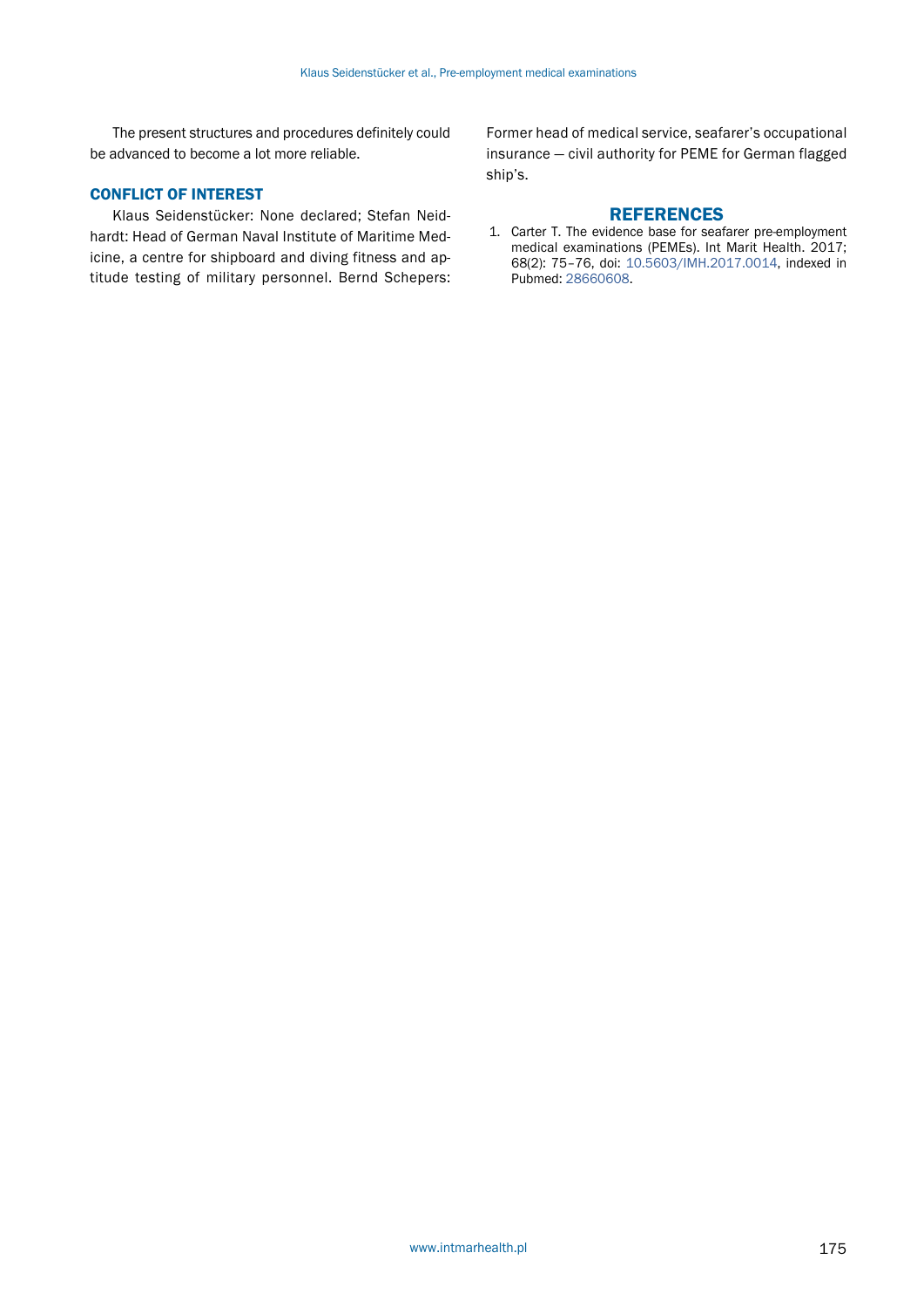The present structures and procedures definitely could be advanced to become a lot more reliable.

## CONFLICT OF INTEREST

Klaus Seidenstücker: None declared; Stefan Neidhardt: Head of German Naval Institute of Maritime Medicine, a centre for shipboard and diving fitness and aptitude testing of military personnel. Bernd Schepers: Former head of medical service, seafarer's occupational insurance — civil authority for PEME for German flagged ship's.

## REFERENCES

1. Carter T. The evidence base for seafarer pre-employment medical examinations (PEMEs). Int Marit Health. 2017; 68(2): 75–76, doi: 10.5603/IMH.2017.0014, indexed in Pubmed: 28660608.